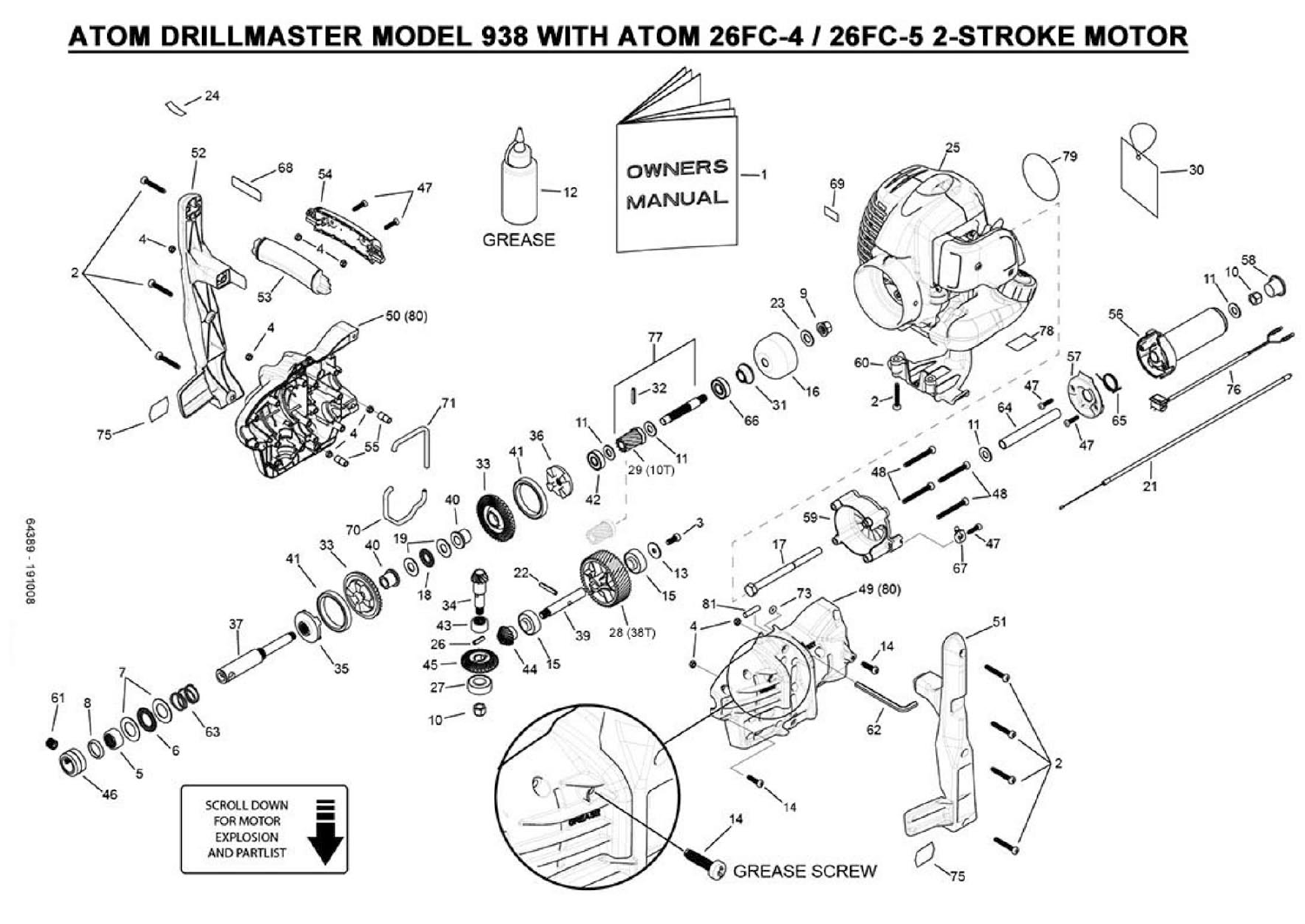# ATOM DRILLMASTER MODEL 938 WITH ATOM 26FC-4 / 26FC-5 2-STROKE MOTOR

OWNERS MANUAL

GREASE

GREASE SCREW

SCROLL DOWN FOR MOTOR EXPLOSION AND PARTLIST

64389 - 191008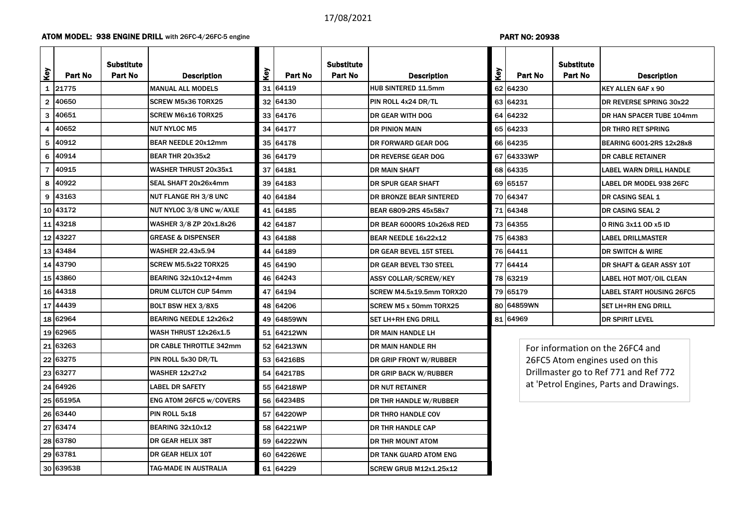17/08/2021

**ATOM MODEL: 938 ENGINE DRILL** with 26FC-4/26FC-5 engine

**PART NO: 20938**

| Key | Part No | Substitute Part No | Description | Key | Part No | Substitute Part No | Description | Key | Part No | Substitute Part No | Description |
|---|---|---|---|---|---|---|---|---|---|---|---|
| 1 | 21775 | | MANUAL ALL MODELS | 31 | 64119 | | HUB SINTERED 11.5mm | 62 | 64230 | | KEY ALLEN 6AF x 90 |
| 2 | 40650 | | SCREW M5x36 TORX25 | 32 | 64130 | | PIN ROLL 4x24 DR/TL | 63 | 64231 | | DR REVERSE SPRING 30x22 |
| 3 | 40651 | | SCREW M6x16 TORX25 | 33 | 64176 | | DR GEAR WITH DOG | 64 | 64232 | | DR HAN SPACER TUBE 104mm |
| 4 | 40652 | | NUT NYLOC M5 | 34 | 64177 | | DR PINION MAIN | 65 | 64233 | | DR THRO RET SPRING |
| 5 | 40912 | | BEAR NEEDLE 20x12mm | 35 | 64178 | | DR FORWARD GEAR DOG | 66 | 64235 | | BEARING 6001-2RS 12x28x8 |
| 6 | 40914 | | BEAR THR 20x35x2 | 36 | 64179 | | DR REVERSE GEAR DOG | 67 | 64333WP | | DR CABLE RETAINER |
| 7 | 40915 | | WASHER THRUST 20x35x1 | 37 | 64181 | | DR MAIN SHAFT | 68 | 64335 | | LABEL WARN DRILL HANDLE |
| 8 | 40922 | | SEAL SHAFT 20x26x4mm | 39 | 64183 | | DR SPUR GEAR SHAFT | 69 | 65157 | | LABEL DR MODEL 938 26FC |
| 9 | 43163 | | NUT FLANGE RH 3/8 UNC | 40 | 64184 | | DR BRONZE BEAR SINTERED | 70 | 64347 | | DR CASING SEAL 1 |
| 10 | 43172 | | NUT NYLOC 3/8 UNC w/AXLE | 41 | 64185 | | BEAR 6809-2RS 45x58x7 | 71 | 64348 | | DR CASING SEAL 2 |
| 11 | 43218 | | WASHER 3/8 ZP 20x1.8x26 | 42 | 64187 | | DR BEAR 6000RS 10x26x8 RED | 73 | 64355 | | O RING 3x11 OD x5 ID |
| 12 | 43227 | | GREASE & DISPENSER | 43 | 64188 | | BEAR NEEDLE 16x22x12 | 75 | 64383 | | LABEL DRILLMASTER |
| 13 | 43484 | | WASHER 22.43x5.94 | 44 | 64189 | | DR GEAR BEVEL 15T STEEL | 76 | 64411 | | DR SWITCH & WIRE |
| 14 | 43790 | | SCREW M5.5x22 TORX25 | 45 | 64190 | | DR GEAR BEVEL T30 STEEL | 77 | 64414 | | DR SHAFT & GEAR ASSY 10T |
| 15 | 43860 | | BEARING 32x10x12+4mm | 46 | 64243 | | ASSY COLLAR/SCREW/KEY | 78 | 63219 | | LABEL HOT MOT/OIL CLEAN |
| 16 | 44318 | | DRUM CLUTCH CUP 54mm | 47 | 64194 | | SCREW M4.5x19.5mm TORX20 | 79 | 65179 | | LABEL START HOUSING 26FC5 |
| 17 | 44439 | | BOLT BSW HEX 3/8X5 | 48 | 64206 | | SCREW M5 x 50mm TORX25 | 80 | 64859WN | | SET LH+RH ENG DRILL |
| 18 | 62964 | | BEARING NEEDLE 12x26x2 | 49 | 64859WN | | SET LH+RH ENG DRILL | 81 | 64969 | | DR SPIRIT LEVEL |
| 19 | 62965 | | WASH THRUST 12x26x1.5 | 51 | 64212WN | | DR MAIN HANDLE LH | | | | |
| 21 | 63263 | | DR CABLE THROTTLE 342mm | 52 | 64213WN | | DR MAIN HANDLE RH | | | | |
| 22 | 63275 | | PIN ROLL 5x30 DR/TL | 53 | 64216BS | | DR GRIP FRONT W/RUBBER | | | | |
| 23 | 63277 | | WASHER 12x27x2 | 54 | 64217BS | | DR GRIP BACK W/RUBBER | | | | |
| 24 | 64926 | | LABEL DR SAFETY | 55 | 64218WP | | DR NUT RETAINER | | | | |
| 25 | 65195A | | ENG ATOM 26FC5 w/COVERS | 56 | 64234BS | | DR THR HANDLE W/RUBBER | | | | |
| 26 | 63440 | | PIN ROLL 5x18 | 57 | 64220WP | | DR THRO HANDLE COV | | | | |
| 27 | 63474 | | BEARING 32x10x12 | 58 | 64221WP | | DR THR HANDLE CAP | | | | |
| 28 | 63780 | | DR GEAR HELIX 38T | 59 | 64222WN | | DR THR MOUNT ATOM | | | | |
| 29 | 63781 | | DR GEAR HELIX 10T | 60 | 64226WE | | DR TANK GUARD ATOM ENG | | | | |
| 30 | 63953B | | TAG-MADE IN AUSTRALIA | 61 | 64229 | | SCREW GRUB M12x1.25x12 | | | | |

For information on the 26FC4 and 26FC5 Atom engines used on this Drillmaster go to Ref 771 and Ref 772 at 'Petrol Engines, Parts and Drawings.